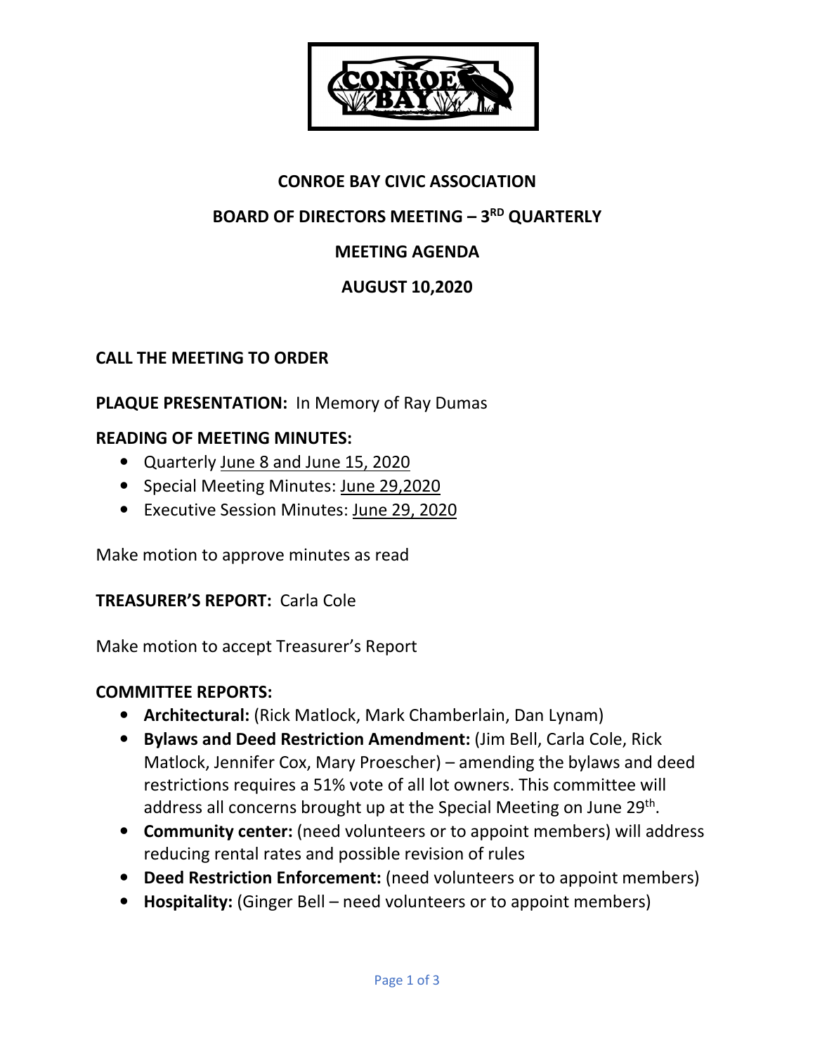# CONROE BAY CIVIC ASSOCIATION

## BOARD OF DIRECTORS MEETING – 3RD QUARTERLY

## MEETING AGENDA

## AUGUST 10,2020

**CALL THE MEETING TO ORDER**

**PLAQUE PRESENTATION:** In Memory of Ray Dumas

**READING OF MEETING MINUTES:**

- Quarterly June 8 and June 15, 2020
- Special Meeting Minutes: June 29,2020
- Executive Session Minutes: June 29, 2020

Make motion to approve minutes as read

**TREASURER'S REPORT:** Carla Cole

Make motion to accept Treasurer's Report

**COMMITTEE REPORTS:**

- **Architectural:** (Rick Matlock, Mark Chamberlain, Dan Lynam)
- **Bylaws and Deed Restriction Amendment:** (Jim Bell, Carla Cole, Rick Matlock, Jennifer Cox, Mary Proescher) – amending the bylaws and deed restrictions requires a 51% vote of all lot owners. This committee will address all concerns brought up at the Special Meeting on June 29th.
- **Community center:** (need volunteers or to appoint members) will address reducing rental rates and possible revision of rules
- **Deed Restriction Enforcement:** (need volunteers or to appoint members)
- **Hospitality:** (Ginger Bell – need volunteers or to appoint members)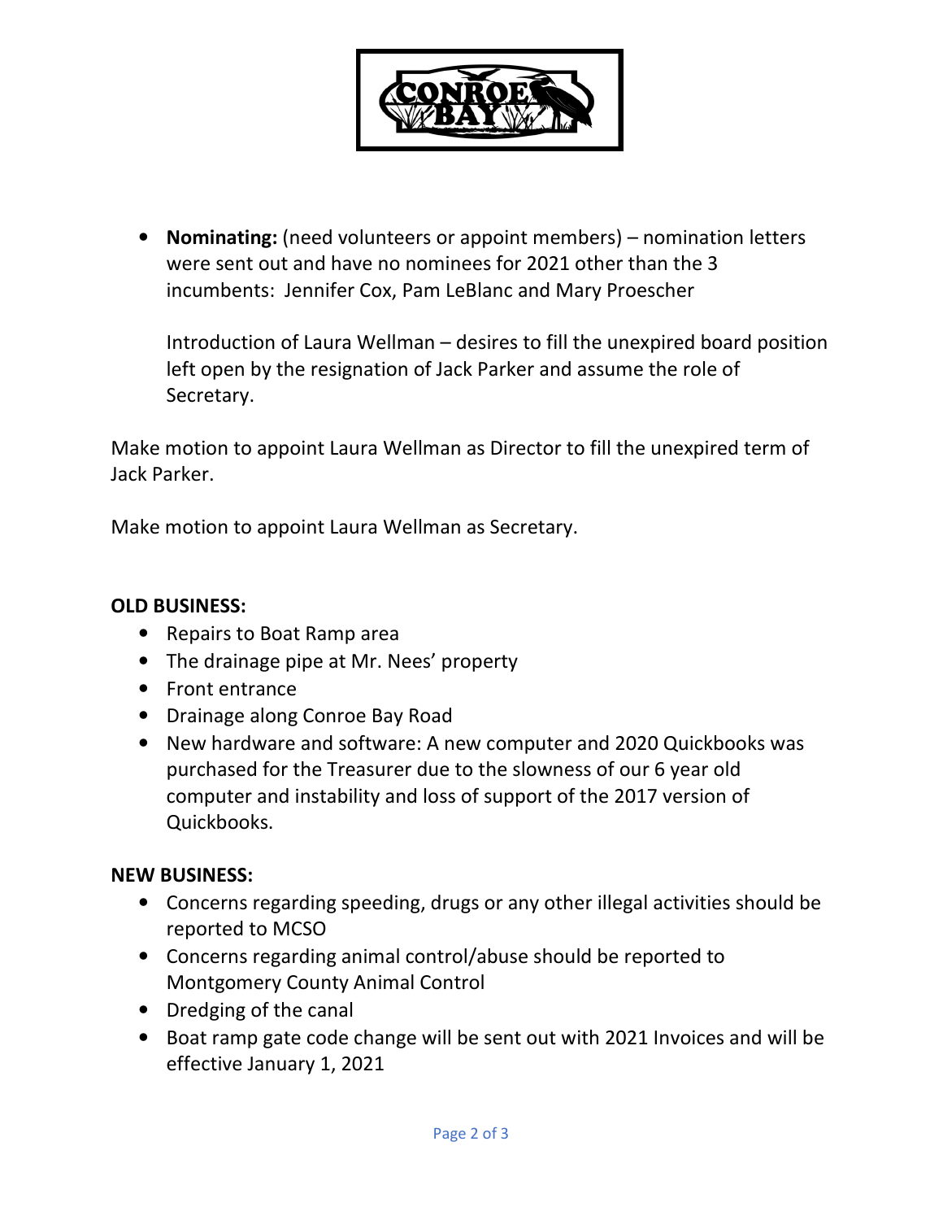- **Nominating:** (need volunteers or appoint members) – nomination letters were sent out and have no nominees for 2021 other than the 3 incumbents: Jennifer Cox, Pam LeBlanc and Mary Proescher

  Introduction of Laura Wellman – desires to fill the unexpired board position left open by the resignation of Jack Parker and assume the role of Secretary.

Make motion to appoint Laura Wellman as Director to fill the unexpired term of Jack Parker.

Make motion to appoint Laura Wellman as Secretary.

**OLD BUSINESS:**

- Repairs to Boat Ramp area
- The drainage pipe at Mr. Nees' property
- Front entrance
- Drainage along Conroe Bay Road
- New hardware and software: A new computer and 2020 Quickbooks was purchased for the Treasurer due to the slowness of our 6 year old computer and instability and loss of support of the 2017 version of Quickbooks.

**NEW BUSINESS:**

- Concerns regarding speeding, drugs or any other illegal activities should be reported to MCSO
- Concerns regarding animal control/abuse should be reported to Montgomery County Animal Control
- Dredging of the canal
- Boat ramp gate code change will be sent out with 2021 Invoices and will be effective January 1, 2021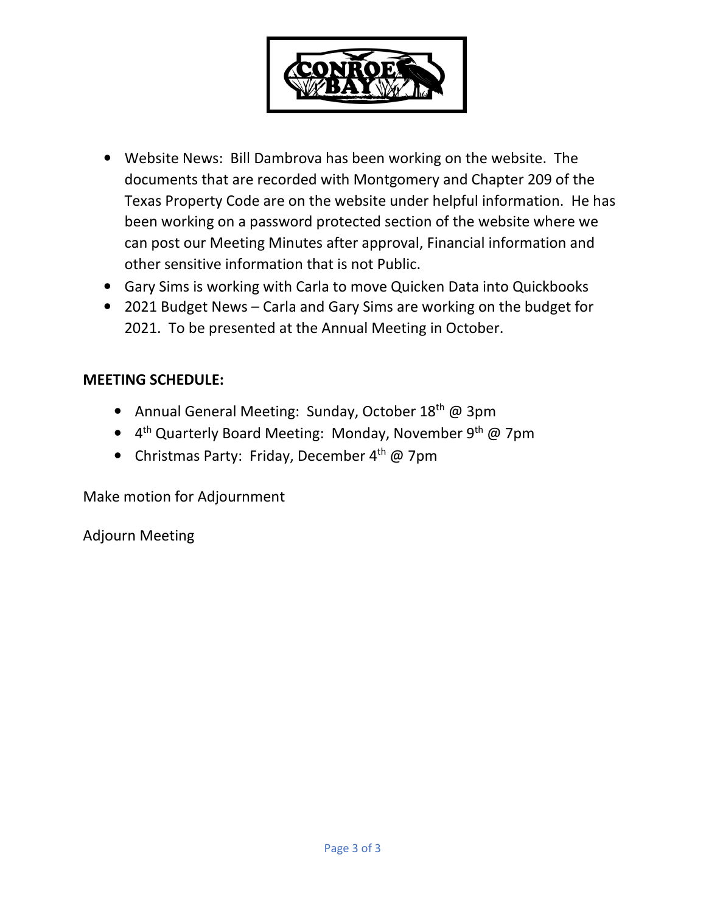- Website News: Bill Dambrova has been working on the website. The documents that are recorded with Montgomery and Chapter 209 of the Texas Property Code are on the website under helpful information. He has been working on a password protected section of the website where we can post our Meeting Minutes after approval, Financial information and other sensitive information that is not Public.
- Gary Sims is working with Carla to move Quicken Data into Quickbooks
- 2021 Budget News – Carla and Gary Sims are working on the budget for 2021. To be presented at the Annual Meeting in October.

**MEETING SCHEDULE:**

- Annual General Meeting: Sunday, October 18th @ 3pm
- 4th Quarterly Board Meeting: Monday, November 9th @ 7pm
- Christmas Party: Friday, December 4th @ 7pm

Make motion for Adjournment

Adjourn Meeting